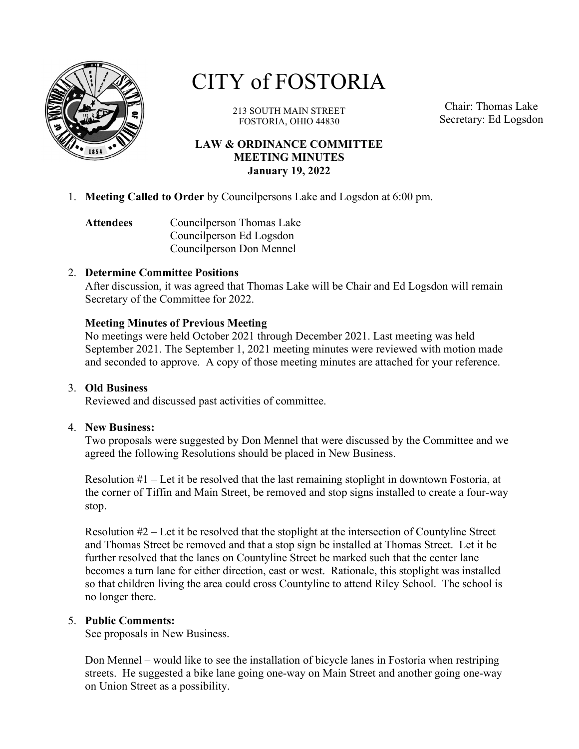# CITY of FOSTORIA

213 SOUTH MAIN STREET
FOSTORIA, OHIO 44830

Chair: Thomas Lake
Secretary: Ed Logsdon

## LAW & ORDINANCE COMMITTEE MEETING MINUTES
### January 19, 2022

1. **Meeting Called to Order** by Councilpersons Lake and Logsdon at 6:00 pm.

   **Attendees** Councilperson Thomas Lake
   Councilperson Ed Logsdon
   Councilperson Don Mennel

2. **Determine Committee Positions**
   After discussion, it was agreed that Thomas Lake will be Chair and Ed Logsdon will remain Secretary of the Committee for 2022.

   **Meeting Minutes of Previous Meeting**
   No meetings were held October 2021 through December 2021. Last meeting was held September 2021. The September 1, 2021 meeting minutes were reviewed with motion made and seconded to approve. A copy of those meeting minutes are attached for your reference.

3. **Old Business**
   Reviewed and discussed past activities of committee.

4. **New Business:**
   Two proposals were suggested by Don Mennel that were discussed by the Committee and we agreed the following Resolutions should be placed in New Business.

   Resolution #1 – Let it be resolved that the last remaining stoplight in downtown Fostoria, at the corner of Tiffin and Main Street, be removed and stop signs installed to create a four-way stop.

   Resolution #2 – Let it be resolved that the stoplight at the intersection of Countyline Street and Thomas Street be removed and that a stop sign be installed at Thomas Street. Let it be further resolved that the lanes on Countyline Street be marked such that the center lane becomes a turn lane for either direction, east or west. Rationale, this stoplight was installed so that children living the area could cross Countyline to attend Riley School. The school is no longer there.

5. **Public Comments:**
   See proposals in New Business.

   Don Mennel – would like to see the installation of bicycle lanes in Fostoria when restriping streets. He suggested a bike lane going one-way on Main Street and another going one-way on Union Street as a possibility.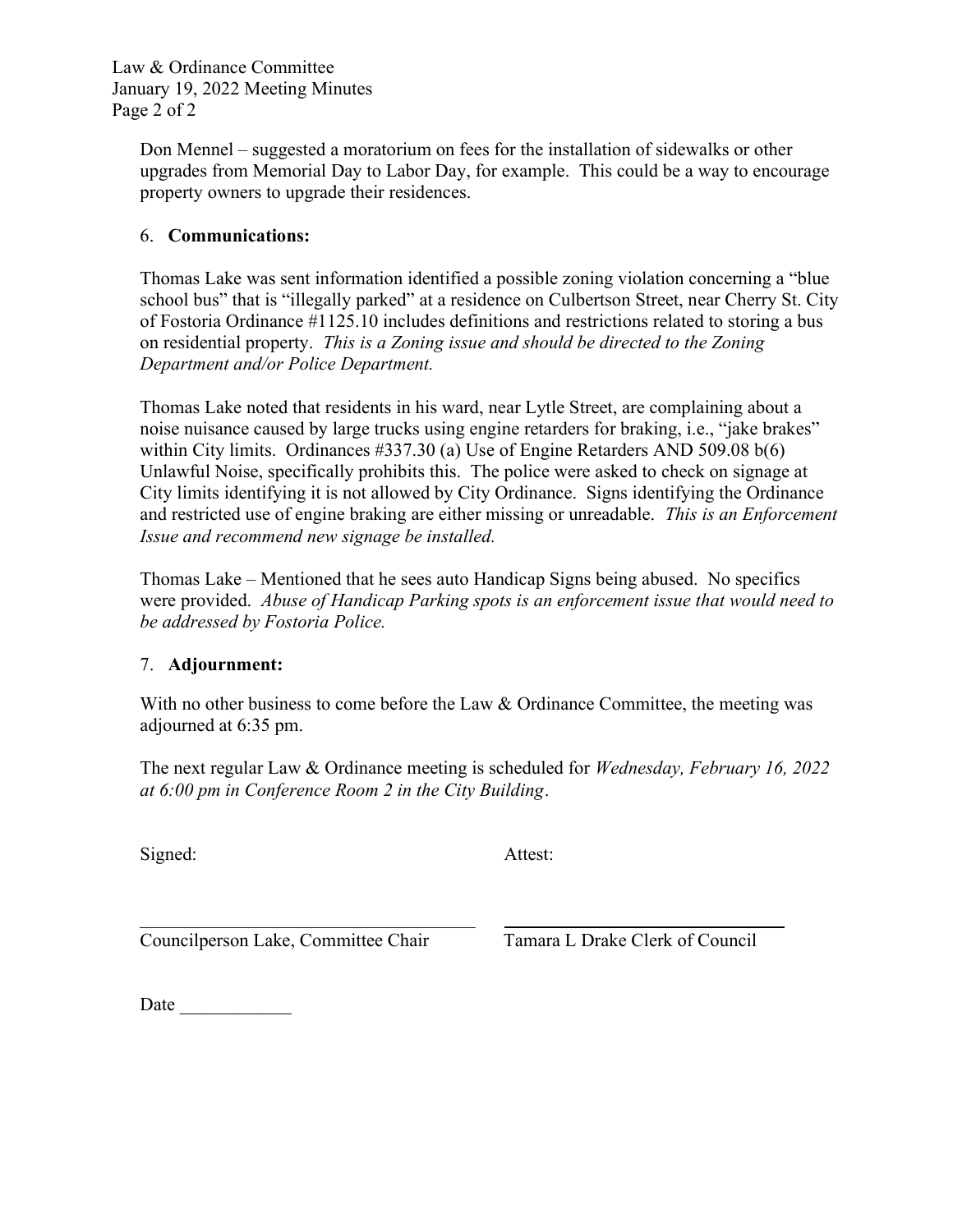Don Mennel – suggested a moratorium on fees for the installation of sidewalks or other upgrades from Memorial Day to Labor Day, for example. This could be a way to encourage property owners to upgrade their residences.

6. **Communications:**

Thomas Lake was sent information identified a possible zoning violation concerning a "blue school bus" that is "illegally parked" at a residence on Culbertson Street, near Cherry St. City of Fostoria Ordinance #1125.10 includes definitions and restrictions related to storing a bus on residential property. *This is a Zoning issue and should be directed to the Zoning Department and/or Police Department.*

Thomas Lake noted that residents in his ward, near Lytle Street, are complaining about a noise nuisance caused by large trucks using engine retarders for braking, i.e., "jake brakes" within City limits. Ordinances #337.30 (a) Use of Engine Retarders AND 509.08 b(6) Unlawful Noise, specifically prohibits this. The police were asked to check on signage at City limits identifying it is not allowed by City Ordinance. Signs identifying the Ordinance and restricted use of engine braking are either missing or unreadable. *This is an Enforcement Issue and recommend new signage be installed.*

Thomas Lake – Mentioned that he sees auto Handicap Signs being abused. No specifics were provided. *Abuse of Handicap Parking spots is an enforcement issue that would need to be addressed by Fostoria Police.*

7. **Adjournment:**

With no other business to come before the Law & Ordinance Committee, the meeting was adjourned at 6:35 pm.

The next regular Law & Ordinance meeting is scheduled for *Wednesday, February 16, 2022 at 6:00 pm in Conference Room 2 in the City Building*.

Signed: Attest:

\_\_\_\_\_\_\_\_\_\_\_\_\_\_\_\_\_\_\_\_\_\_\_\_\_\_\_\_\_\_\_\_\_\_\_\_\_ \_\_\_\_\_\_\_\_\_\_\_\_\_\_\_\_\_\_\_\_\_\_\_\_\_\_\_\_\_\_

Councilperson Lake, Committee Chair Tamara L Drake Clerk of Council

Date \_\_\_\_\_\_\_\_\_\_\_\_